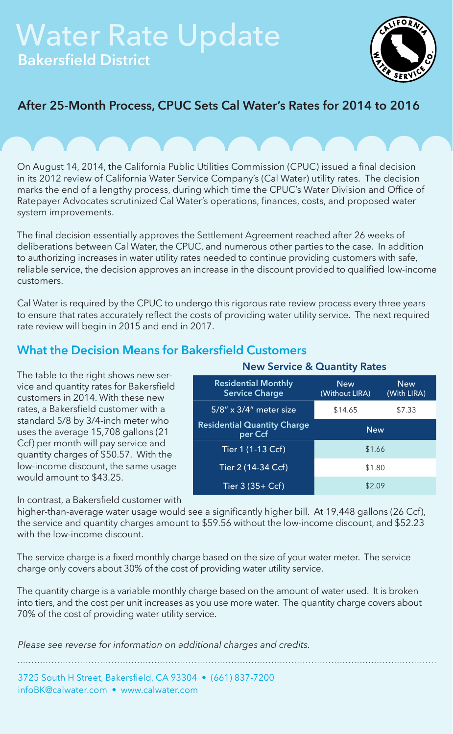# Water Rate Update

## Bakersfield District

## After 25-Month Process, CPUC Sets Cal Water's Rates for 2014 to 2016

On August 14, 2014, the California Public Utilities Commission (CPUC) issued a final decision in its 2012 review of California Water Service Company's (Cal Water) utility rates. The decision marks the end of a lengthy process, during which time the CPUC's Water Division and Office of Ratepayer Advocates scrutinized Cal Water's operations, finances, costs, and proposed water system improvements.

The final decision essentially approves the Settlement Agreement reached after 26 weeks of deliberations between Cal Water, the CPUC, and numerous other parties to the case. In addition to authorizing increases in water utility rates needed to continue providing customers with safe, reliable service, the decision approves an increase in the discount provided to qualified low-income customers.

Cal Water is required by the CPUC to undergo this rigorous rate review process every three years to ensure that rates accurately reflect the costs of providing water utility service. The next required rate review will begin in 2015 and end in 2017.

## What the Decision Means for Bakersfield Customers

The table to the right shows new service and quantity rates for Bakersfield customers in 2014. With these new rates, a Bakersfield customer with a standard 5/8 by 3/4-inch meter who uses the average 15,708 gallons (21 Ccf) per month will pay service and quantity charges of $50.57. With the low-income discount, the same usage would amount to $43.25.

**New Service & Quantity Rates**

| Residential Monthly Service Charge | New (Without LIRA) | New (With LIRA) |
|---|---|---|
| 5/8" x 3/4" meter size | $14.65 | $7.33 |
| **Residential Quantity Charge per Ccf** | **New** | |
| Tier 1 (1-13 Ccf) | $1.66 | |
| Tier 2 (14-34 Ccf) | $1.80 | |
| Tier 3 (35+ Ccf) | $2.09 | |

In contrast, a Bakersfield customer with higher-than-average water usage would see a significantly higher bill. At 19,448 gallons (26 Ccf), the service and quantity charges amount to $59.56 without the low-income discount, and $52.23 with the low-income discount.

The service charge is a fixed monthly charge based on the size of your water meter. The service charge only covers about 30% of the cost of providing water utility service.

The quantity charge is a variable monthly charge based on the amount of water used. It is broken into tiers, and the cost per unit increases as you use more water. The quantity charge covers about 70% of the cost of providing water utility service.

*Please see reverse for information on additional charges and credits.*

3725 South H Street, Bakersfield, CA 93304 • (661) 837-7200
infoBK@calwater.com • www.calwater.com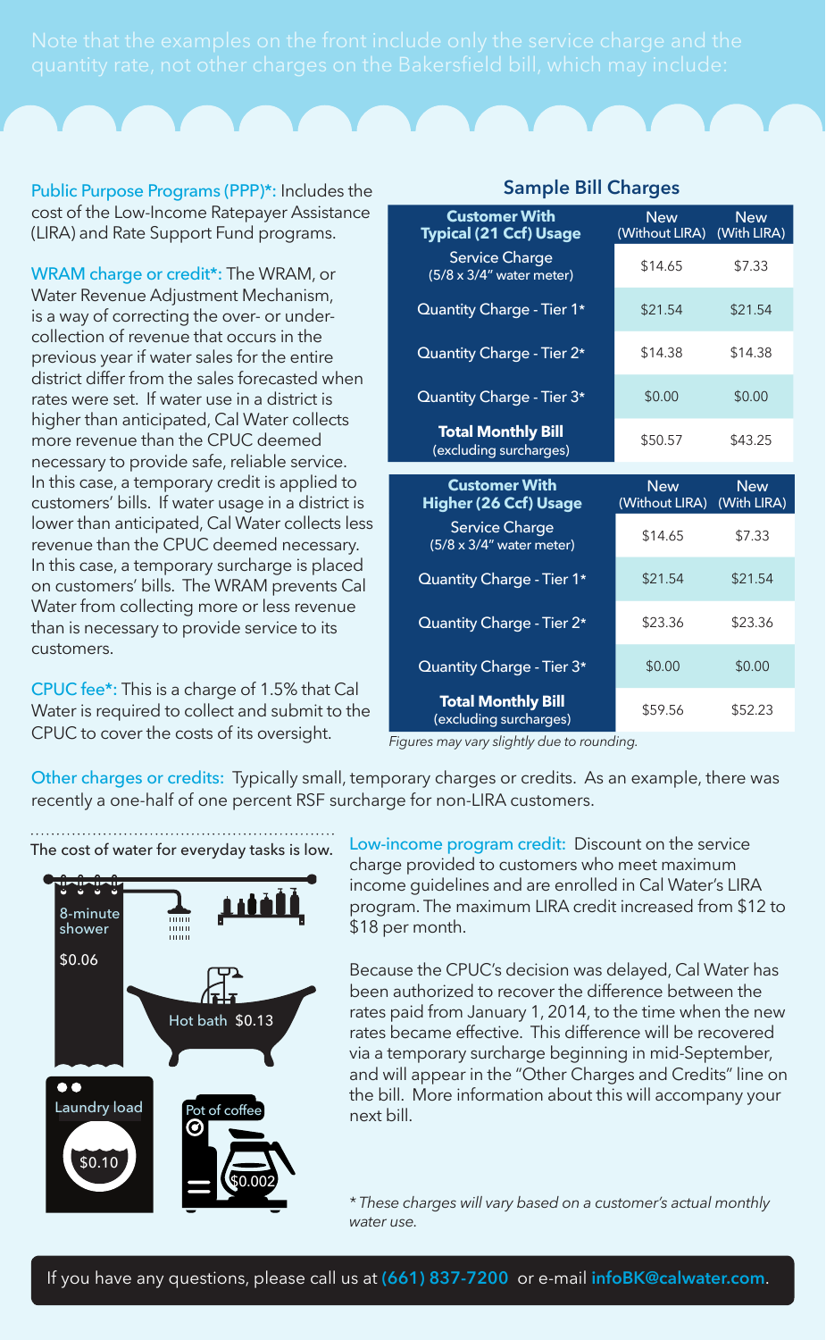Note that the examples on the front include only the service charge and the quantity rate, not other charges on the Bakersfield bill, which may include:

Public Purpose Programs (PPP)*: Includes the cost of the Low-Income Ratepayer Assistance (LIRA) and Rate Support Fund programs.

WRAM charge or credit*: The WRAM, or Water Revenue Adjustment Mechanism, is a way of correcting the over- or under-collection of revenue that occurs in the previous year if water sales for the entire district differ from the sales forecasted when rates were set. If water use in a district is higher than anticipated, Cal Water collects more revenue than the CPUC deemed necessary to provide safe, reliable service. In this case, a temporary credit is applied to customers' bills. If water usage in a district is lower than anticipated, Cal Water collects less revenue than the CPUC deemed necessary. In this case, a temporary surcharge is placed on customers' bills. The WRAM prevents Cal Water from collecting more or less revenue than is necessary to provide service to its customers.

CPUC fee*: This is a charge of 1.5% that Cal Water is required to collect and submit to the CPUC to cover the costs of its oversight.

## Sample Bill Charges

| **Customer With Typical (21 Ccf) Usage** | New (Without LIRA) | New (With LIRA) |
|---|---|---|
| Service Charge (5/8 x 3/4" water meter) | $14.65 | $7.33 |
| Quantity Charge - Tier 1* | $21.54 | $21.54 |
| Quantity Charge - Tier 2* | $14.38 | $14.38 |
| Quantity Charge - Tier 3* | $0.00 | $0.00 |
| **Total Monthly Bill** (excluding surcharges) | $50.57 | $43.25 |

| **Customer With Higher (26 Ccf) Usage** | New (Without LIRA) | New (With LIRA) |
|---|---|---|
| Service Charge (5/8 x 3/4" water meter) | $14.65 | $7.33 |
| Quantity Charge - Tier 1* | $21.54 | $21.54 |
| Quantity Charge - Tier 2* | $23.36 | $23.36 |
| Quantity Charge - Tier 3* | $0.00 | $0.00 |
| **Total Monthly Bill** (excluding surcharges) | $59.56 | $52.23 |

*Figures may vary slightly due to rounding.*

Other charges or credits: Typically small, temporary charges or credits. As an example, there was recently a one-half of one percent RSF surcharge for non-LIRA customers.

The cost of water for everyday tasks is low.

8-minute shower $0.06

Hot bath $0.13

Laundry load $0.10

Pot of coffee $0.002

Low-income program credit: Discount on the service charge provided to customers who meet maximum income guidelines and are enrolled in Cal Water's LIRA program. The maximum LIRA credit increased from $12 to $18 per month.

Because the CPUC's decision was delayed, Cal Water has been authorized to recover the difference between the rates paid from January 1, 2014, to the time when the new rates became effective. This difference will be recovered via a temporary surcharge beginning in mid-September, and will appear in the "Other Charges and Credits" line on the bill. More information about this will accompany your next bill.

*\* These charges will vary based on a customer's actual monthly water use.*

If you have any questions, please call us at (661) 837-7200 or e-mail infoBK@calwater.com.